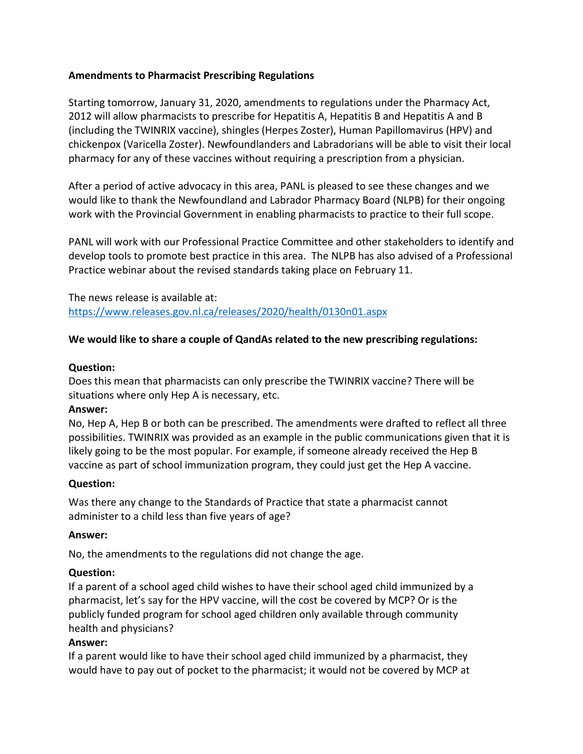**Amendments to Pharmacist Prescribing Regulations**

Starting tomorrow, January 31, 2020, amendments to regulations under the Pharmacy Act, 2012 will allow pharmacists to prescribe for Hepatitis A, Hepatitis B and Hepatitis A and B (including the TWINRIX vaccine), shingles (Herpes Zoster), Human Papillomavirus (HPV) and chickenpox (Varicella Zoster). Newfoundlanders and Labradorians will be able to visit their local pharmacy for any of these vaccines without requiring a prescription from a physician.

After a period of active advocacy in this area, PANL is pleased to see these changes and we would like to thank the Newfoundland and Labrador Pharmacy Board (NLPB) for their ongoing work with the Provincial Government in enabling pharmacists to practice to their full scope.

PANL will work with our Professional Practice Committee and other stakeholders to identify and develop tools to promote best practice in this area. The NLPB has also advised of a Professional Practice webinar about the revised standards taking place on February 11.

The news release is available at:
https://www.releases.gov.nl.ca/releases/2020/health/0130n01.aspx

**We would like to share a couple of QandAs related to the new prescribing regulations:**

**Question:**
Does this mean that pharmacists can only prescribe the TWINRIX vaccine? There will be situations where only Hep A is necessary, etc.

**Answer:**
No, Hep A, Hep B or both can be prescribed. The amendments were drafted to reflect all three possibilities. TWINRIX was provided as an example in the public communications given that it is likely going to be the most popular. For example, if someone already received the Hep B vaccine as part of school immunization program, they could just get the Hep A vaccine.

**Question:**

Was there any change to the Standards of Practice that state a pharmacist cannot administer to a child less than five years of age?

**Answer:**

No, the amendments to the regulations did not change the age.

**Question:**
If a parent of a school aged child wishes to have their school aged child immunized by a pharmacist, let's say for the HPV vaccine, will the cost be covered by MCP? Or is the publicly funded program for school aged children only available through community health and physicians?

**Answer:**
If a parent would like to have their school aged child immunized by a pharmacist, they would have to pay out of pocket to the pharmacist; it would not be covered by MCP at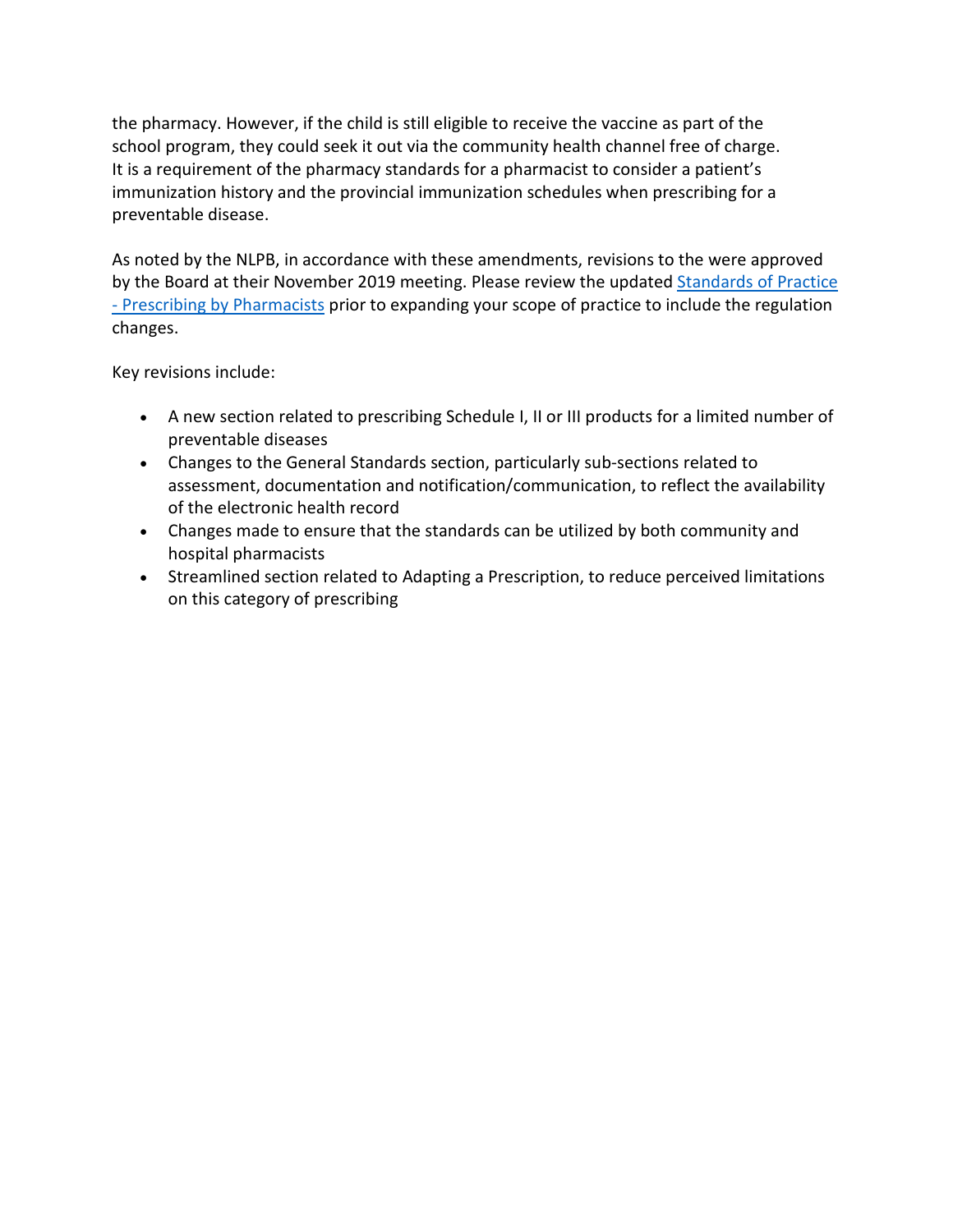the pharmacy. However, if the child is still eligible to receive the vaccine as part of the school program, they could seek it out via the community health channel free of charge. It is a requirement of the pharmacy standards for a pharmacist to consider a patient's immunization history and the provincial immunization schedules when prescribing for a preventable disease.

As noted by the NLPB, in accordance with these amendments, revisions to the were approved by the Board at their November 2019 meeting. Please review the updated [Standards of Practice - Prescribing by Pharmacists] prior to expanding your scope of practice to include the regulation changes.

Key revisions include:

- A new section related to prescribing Schedule I, II or III products for a limited number of preventable diseases
- Changes to the General Standards section, particularly sub-sections related to assessment, documentation and notification/communication, to reflect the availability of the electronic health record
- Changes made to ensure that the standards can be utilized by both community and hospital pharmacists
- Streamlined section related to Adapting a Prescription, to reduce perceived limitations on this category of prescribing